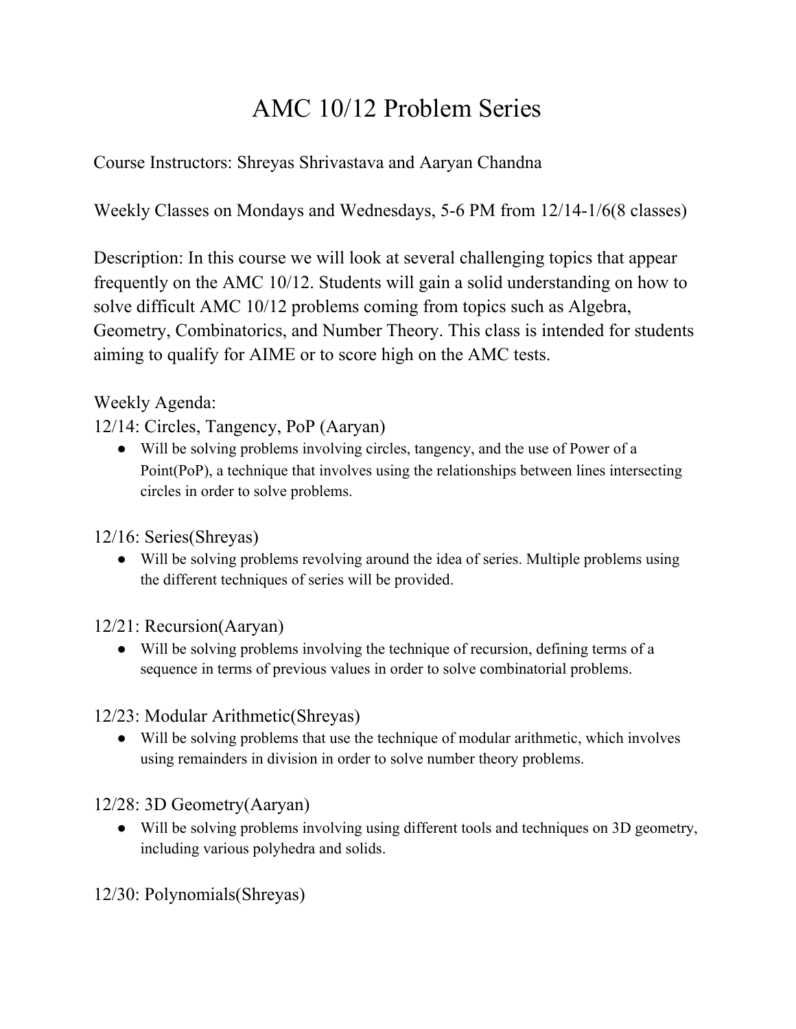# AMC 10/12 Problem Series

Course Instructors: Shreyas Shrivastava and Aaryan Chandna

Weekly Classes on Mondays and Wednesdays, 5-6 PM from 12/14-1/6(8 classes)

Description: In this course we will look at several challenging topics that appear frequently on the AMC 10/12. Students will gain a solid understanding on how to solve difficult AMC 10/12 problems coming from topics such as Algebra, Geometry, Combinatorics, and Number Theory. This class is intended for students aiming to qualify for AIME or to score high on the AMC tests.

Weekly Agenda:

12/14: Circles, Tangency, PoP (Aaryan)

- Will be solving problems involving circles, tangency, and the use of Power of a Point(PoP), a technique that involves using the relationships between lines intersecting circles in order to solve problems.

12/16: Series(Shreyas)

- Will be solving problems revolving around the idea of series. Multiple problems using the different techniques of series will be provided.

12/21: Recursion(Aaryan)

- Will be solving problems involving the technique of recursion, defining terms of a sequence in terms of previous values in order to solve combinatorial problems.

12/23: Modular Arithmetic(Shreyas)

- Will be solving problems that use the technique of modular arithmetic, which involves using remainders in division in order to solve number theory problems.

12/28: 3D Geometry(Aaryan)

- Will be solving problems involving using different tools and techniques on 3D geometry, including various polyhedra and solids.

12/30: Polynomials(Shreyas)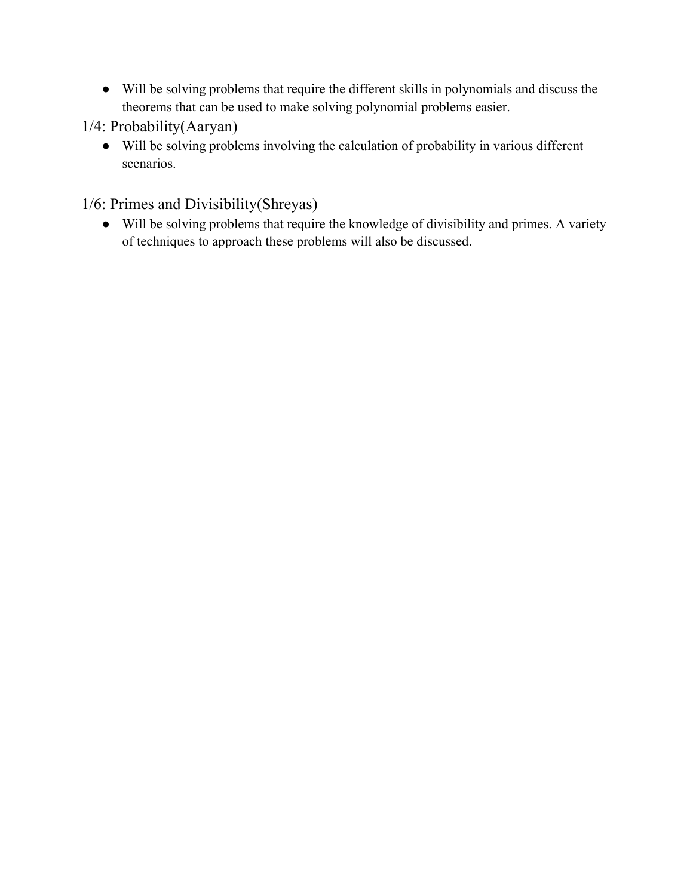- Will be solving problems that require the different skills in polynomials and discuss the theorems that can be used to make solving polynomial problems easier.

## 1/4: Probability(Aaryan)

- Will be solving problems involving the calculation of probability in various different scenarios.

## 1/6: Primes and Divisibility(Shreyas)

- Will be solving problems that require the knowledge of divisibility and primes. A variety of techniques to approach these problems will also be discussed.